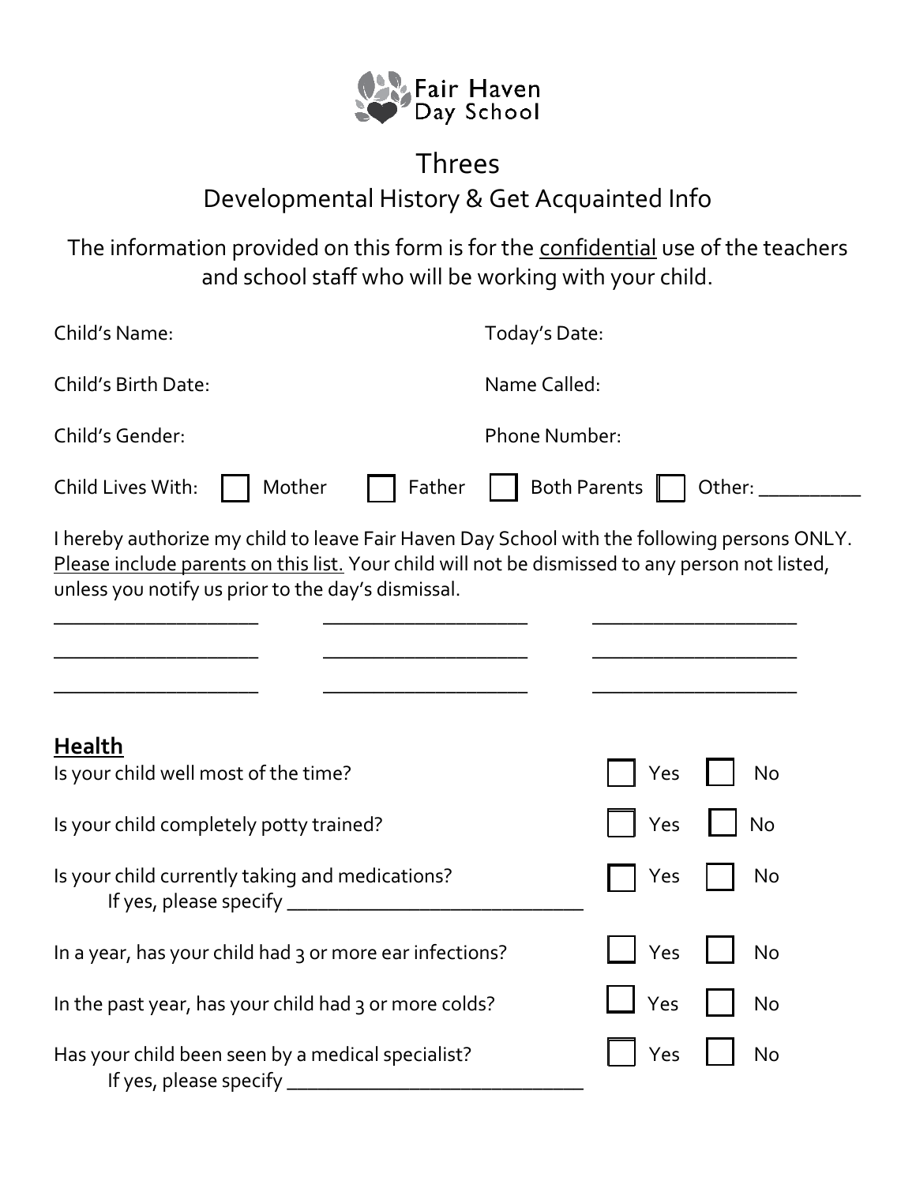Fair Haven Day School

# Threes

## Developmental History & Get Acquainted Info

The information provided on this form is for the <u>confidential</u> use of the teachers and school staff who will be working with your child.

Child's Name: Today's Date:

Child's Birth Date: Name Called:

Child's Gender: Phone Number:

Child Lives With: ☐ Mother ☐ Father ☐ Both Parents ☐ Other: __________

I hereby authorize my child to leave Fair Haven Day School with the following persons ONLY. <u>Please include parents on this list.</u> Your child will not be dismissed to any person not listed, unless you notify us prior to the day's dismissal.

____________________ ____________________ ____________________

____________________ ____________________ ____________________

____________________ ____________________ ____________________

## **<u>Health</u>**

Is your child well most of the time? ☐ Yes ☐ No

Is your child completely potty trained? ☐ Yes ☐ No

Is your child currently taking and medications? ☐ Yes ☐ No
If yes, please specify ______________________________

In a year, has your child had 3 or more ear infections? ☐ Yes ☐ No

In the past year, has your child had 3 or more colds? ☐ Yes ☐ No

Has your child been seen by a medical specialist? ☐ Yes ☐ No
If yes, please specify ______________________________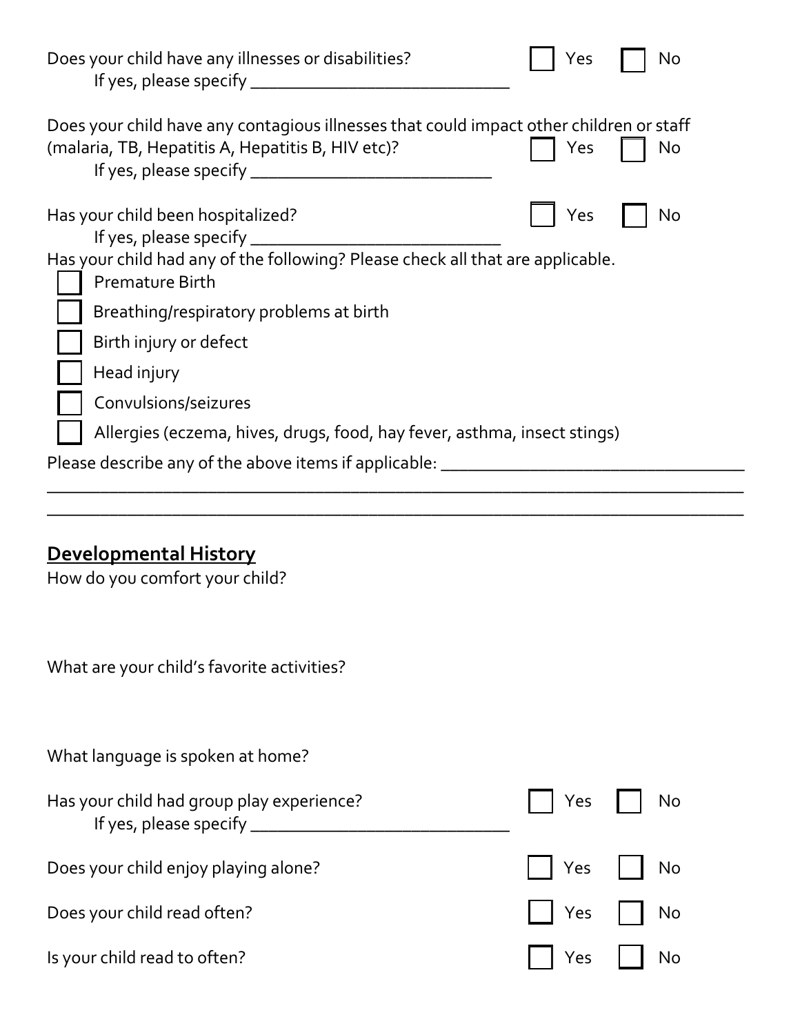Does your child have any illnesses or disabilities? ☐ Yes ☐ No
If yes, please specify ______________________________

Does your child have any contagious illnesses that could impact other children or staff (malaria, TB, Hepatitis A, Hepatitis B, HIV etc)? ☐ Yes ☐ No
If yes, please specify ____________________________

Has your child been hospitalized? ☐ Yes ☐ No
If yes, please specify _____________________________

Has your child had any of the following? Please check all that are applicable.

- ☐ Premature Birth
- ☐ Breathing/respiratory problems at birth
- ☐ Birth injury or defect
- ☐ Head injury
- ☐ Convulsions/seizures
- ☐ Allergies (eczema, hives, drugs, food, hay fever, asthma, insect stings)

Please describe any of the above items if applicable: __________________________________
_____________________________________________________________________________
_____________________________________________________________________________

## Developmental History

How do you comfort your child?

What are your child's favorite activities?

What language is spoken at home?

Has your child had group play experience? ☐ Yes ☐ No
If yes, please specify ______________________________

Does your child enjoy playing alone? ☐ Yes ☐ No

Does your child read often? ☐ Yes ☐ No

Is your child read to often? ☐ Yes ☐ No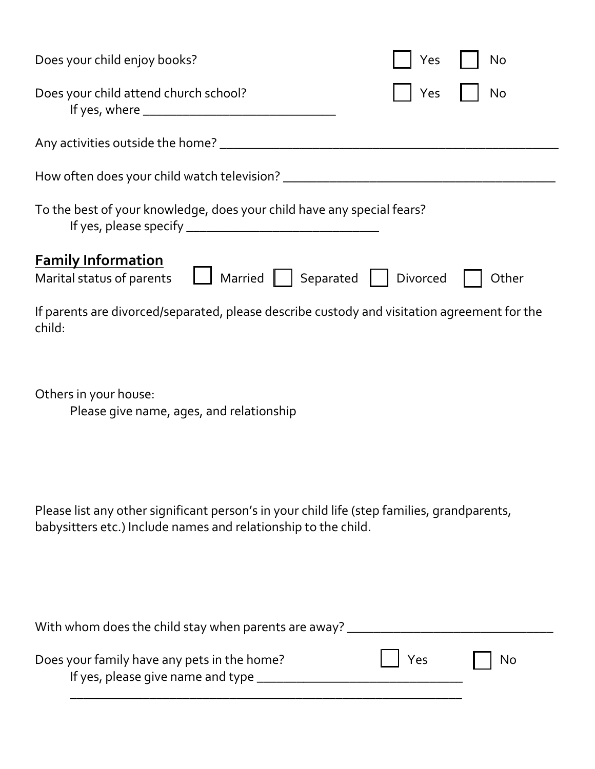Does your child enjoy books? ☐ Yes ☐ No

Does your child attend church school? ☐ Yes ☐ No

If yes, where ______________________________

Any activities outside the home? ____________________________________________________

How often does your child watch television? __________________________________________

To the best of your knowledge, does your child have any special fears?

If yes, please specify ______________________________

## Family Information

Marital status of parents ☐ Married ☐ Separated ☐ Divorced ☐ Other

If parents are divorced/separated, please describe custody and visitation agreement for the child:

Others in your house:

Please give name, ages, and relationship

Please list any other significant person's in your child life (step families, grandparents, babysitters etc.) Include names and relationship to the child.

With whom does the child stay when parents are away? ________________________________

Does your family have any pets in the home? ☐ Yes ☐ No

If yes, please give name and type ________________________________

______________________________________________________________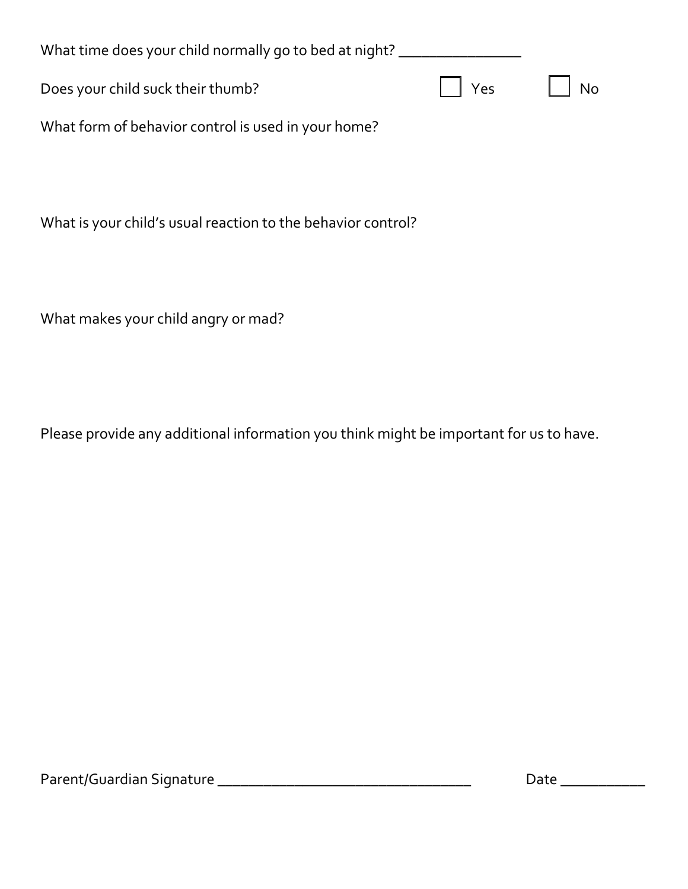What time does your child normally go to bed at night? ________________

Does your child suck their thumb? ☐ Yes ☐ No

What form of behavior control is used in your home?

What is your child's usual reaction to the behavior control?

What makes your child angry or mad?

Please provide any additional information you think might be important for us to have.

Parent/Guardian Signature __________________________________ Date ___________